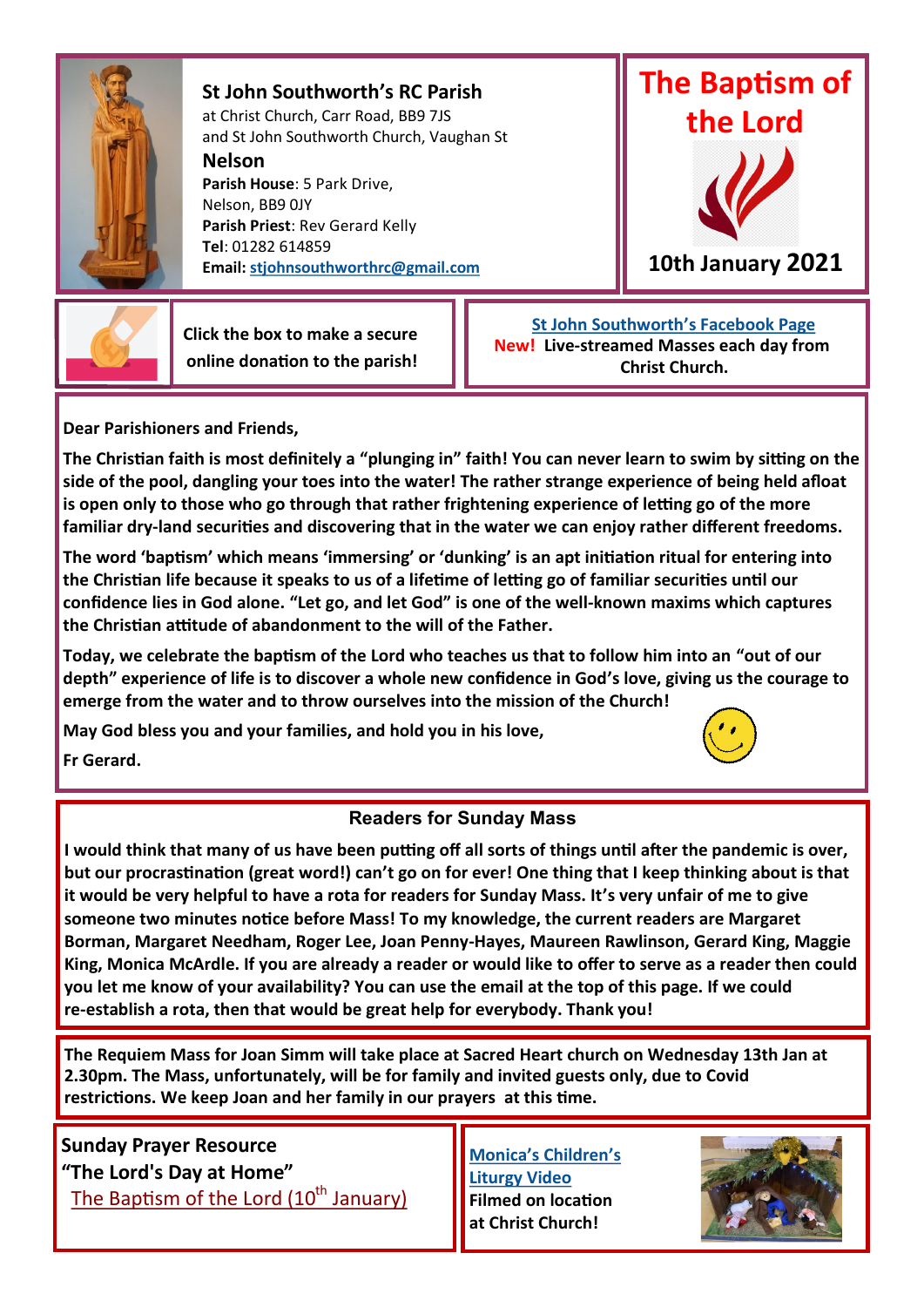## St John Southworth's RC Parish

at Christ Church, Carr Road, BB9 7JS
and St John Southworth Church, Vaughan St

**Nelson**

**Parish House**: 5 Park Drive,
Nelson, BB9 0JY
**Parish Priest**: Rev Gerard Kelly
**Tel**: 01282 614859
**Email:** stjohnsouthworthrc@gmail.com

# The Baptism of the Lord

**10th January 2021**

Click the box to make a secure online donation to the parish!

St John Southworth's Facebook Page
**New! Live-streamed Masses each day from Christ Church.**

**Dear Parishioners and Friends,**

**The Christian faith is most definitely a "plunging in" faith! You can never learn to swim by sitting on the side of the pool, dangling your toes into the water! The rather strange experience of being held afloat is open only to those who go through that rather frightening experience of letting go of the more familiar dry-land securities and discovering that in the water we can enjoy rather different freedoms.**

**The word 'baptism' which means 'immersing' or 'dunking' is an apt initiation ritual for entering into the Christian life because it speaks to us of a lifetime of letting go of familiar securities until our confidence lies in God alone. "Let go, and let God" is one of the well-known maxims which captures the Christian attitude of abandonment to the will of the Father.**

**Today, we celebrate the baptism of the Lord who teaches us that to follow him into an "out of our depth" experience of life is to discover a whole new confidence in God's love, giving us the courage to emerge from the water and to throw ourselves into the mission of the Church!**

**May God bless you and your families, and hold you in his love,**

**Fr Gerard.**

## Readers for Sunday Mass

**I would think that many of us have been putting off all sorts of things until after the pandemic is over, but our procrastination (great word!) can't go on for ever! One thing that I keep thinking about is that it would be very helpful to have a rota for readers for Sunday Mass. It's very unfair of me to give someone two minutes notice before Mass! To my knowledge, the current readers are Margaret Borman, Margaret Needham, Roger Lee, Joan Penny-Hayes, Maureen Rawlinson, Gerard King, Maggie King, Monica McArdle. If you are already a reader or would like to offer to serve as a reader then could you let me know of your availability? You can use the email at the top of this page. If we could re-establish a rota, then that would be great help for everybody. Thank you!**

**The Requiem Mass for Joan Simm will take place at Sacred Heart church on Wednesday 13th Jan at 2.30pm. The Mass, unfortunately, will be for family and invited guests only, due to Covid restrictions. We keep Joan and her family in our prayers at this time.**

**Sunday Prayer Resource**
**"The Lord's Day at Home"**
The Baptism of the Lord (10th January)

**Monica's Children's Liturgy Video**
**Filmed on location at Christ Church!**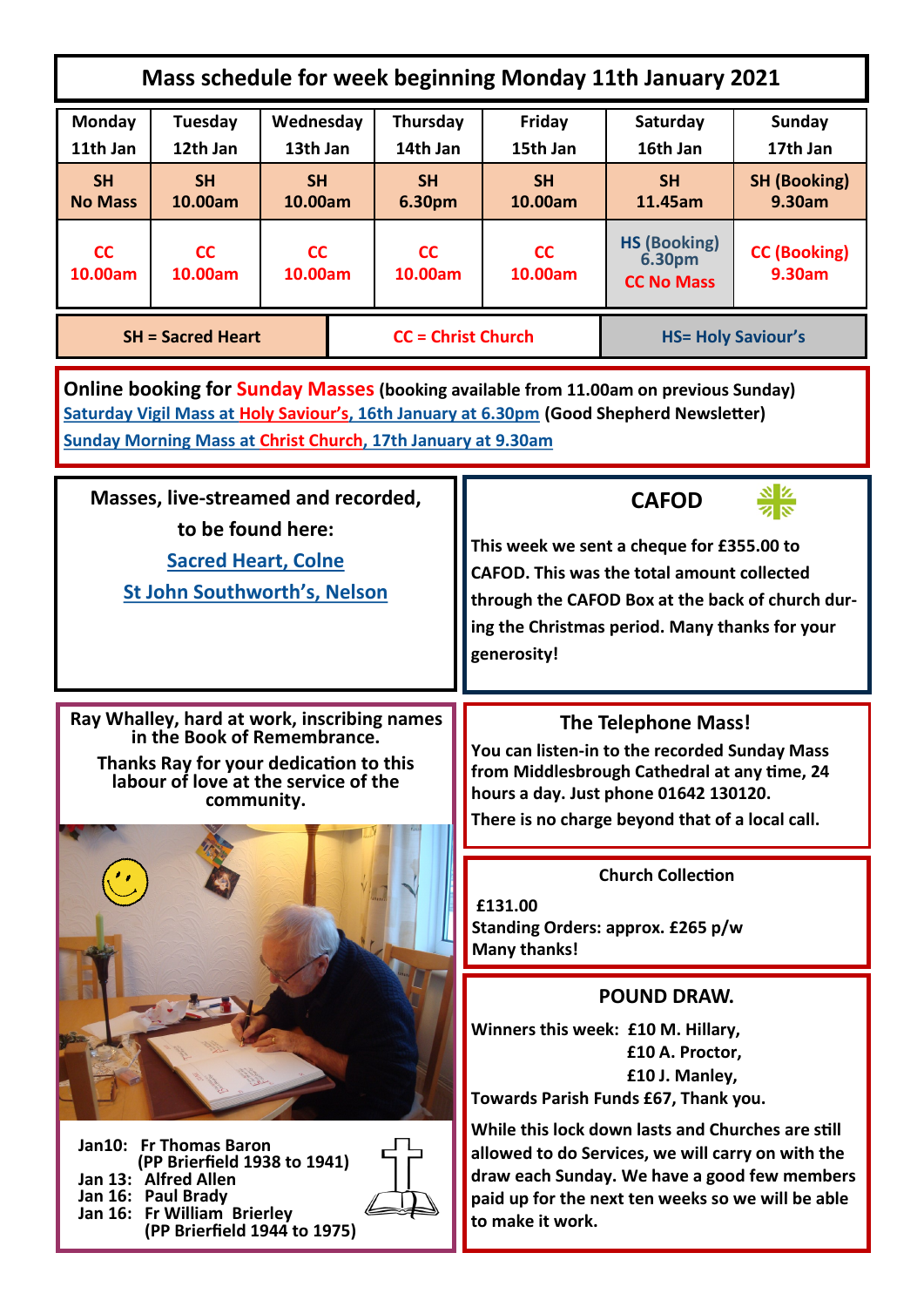## Mass schedule for week beginning Monday 11th January 2021

| Monday 11th Jan | Tuesday 12th Jan | Wednesday 13th Jan | Thursday 14th Jan | Friday 15th Jan | Saturday 16th Jan | Sunday 17th Jan |
|---|---|---|---|---|---|---|
| SH No Mass | SH 10.00am | SH 10.00am | SH 6.30pm | SH 10.00am | SH 11.45am | SH (Booking) 9.30am |
| CC 10.00am | CC 10.00am | CC 10.00am | CC 10.00am | CC 10.00am | HS (Booking) 6.30pm CC No Mass | CC (Booking) 9.30am |

SH = Sacred Heart | CC = Christ Church | HS= Holy Saviour's

**Online booking for Sunday Masses** (booking available from 11.00am on previous Sunday)

Saturday Vigil Mass at Holy Saviour's, 16th January at 6.30pm (Good Shepherd Newsletter)

Sunday Morning Mass at Christ Church, 17th January at 9.30am

**Masses, live-streamed and recorded, to be found here:**

Sacred Heart, Colne

St John Southworth's, Nelson

## CAFOD

This week we sent a cheque for £355.00 to CAFOD. This was the total amount collected through the CAFOD Box at the back of church during the Christmas period. Many thanks for your generosity!

**Ray Whalley, hard at work, inscribing names in the Book of Remembrance.**

**Thanks Ray for your dedication to this labour of love at the service of the community.**

Jan10: Fr Thomas Baron (PP Brierfield 1938 to 1941)
Jan 13: Alfred Allen
Jan 16: Paul Brady
Jan 16: Fr William Brierley (PP Brierfield 1944 to 1975)

## The Telephone Mass!

You can listen-in to the recorded Sunday Mass from Middlesbrough Cathedral at any time, 24 hours a day. Just phone 01642 130120.

There is no charge beyond that of a local call.

## Church Collection

£131.00
Standing Orders: approx. £265 p/w
Many thanks!

## POUND DRAW.

Winners this week: £10 M. Hillary,
£10 A. Proctor,
£10 J. Manley,
Towards Parish Funds £67, Thank you.

While this lock down lasts and Churches are still allowed to do Services, we will carry on with the draw each Sunday. We have a good few members paid up for the next ten weeks so we will be able to make it work.